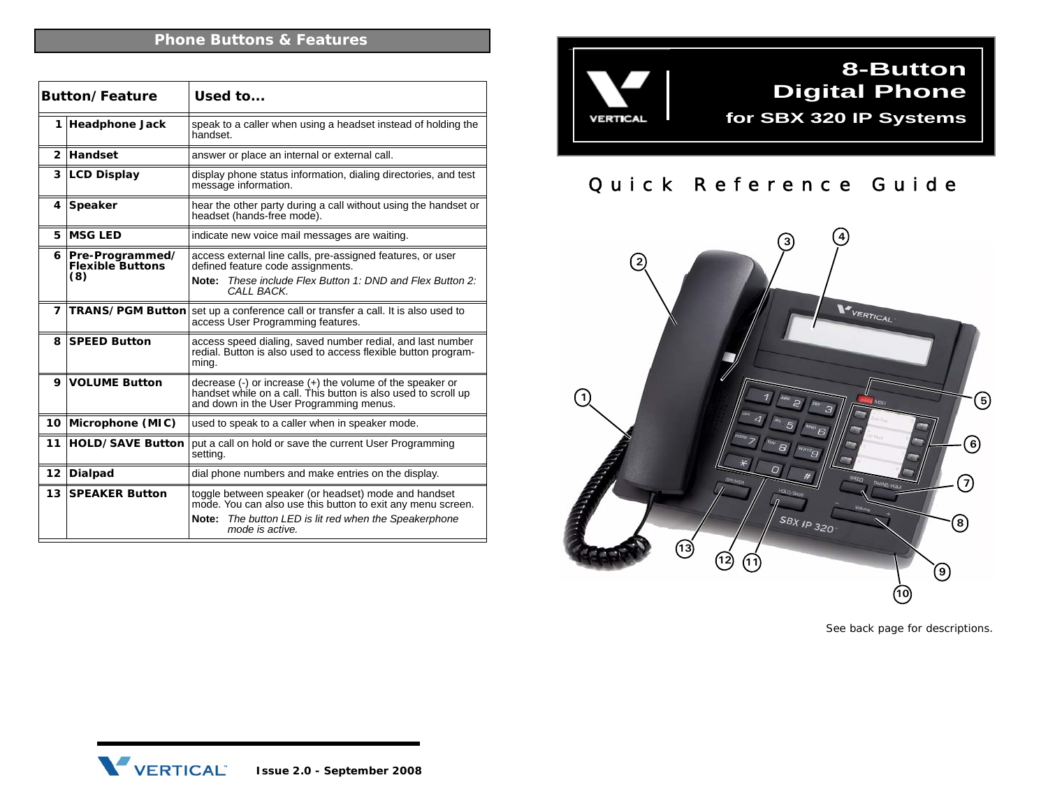## Phone Buttons & Features

| | Button/Feature | Used to... |
|---|---|---|
| 1 | **Headphone Jack** | speak to a caller when using a headset instead of holding the handset. |
| 2 | **Handset** | answer or place an internal or external call. |
| 3 | **LCD Display** | display phone status information, dialing directories, and test message information. |
| 4 | **Speaker** | hear the other party during a call without using the handset or headset (hands-free mode). |
| 5 | **MSG LED** | indicate new voice mail messages are waiting. |
| 6 | **Pre-Programmed/ Flexible Buttons (8)** | access external line calls, pre-assigned features, or user defined feature code assignments. **Note:** *These include Flex Button 1: DND and Flex Button 2: CALL BACK.* |
| 7 | **TRANS/PGM Button** | set up a conference call or transfer a call. It is also used to access User Programming features. |
| 8 | **SPEED Button** | access speed dialing, saved number redial, and last number redial. Button is also used to access flexible button programming. |
| 9 | **VOLUME Button** | decrease (-) or increase (+) the volume of the speaker or handset while on a call. This button is also used to scroll up and down in the User Programming menus. |
| 10 | **Microphone (MIC)** | used to speak to a caller when in speaker mode. |
| 11 | **HOLD/SAVE Button** | put a call on hold or save the current User Programming setting. |
| 12 | **Dialpad** | dial phone numbers and make entries on the display. |
| 13 | **SPEAKER Button** | toggle between speaker (or headset) mode and handset mode. You can also use this button to exit any menu screen. **Note:** *The button LED is lit red when the Speakerphone mode is active.* |

VERTICAL™ Issue 2.0 - September 2008

# 8-Button Digital Phone for SBX 320 IP Systems

## Quick Reference Guide

1 2 3 4 5 6 7 8 9 10 11 12 13

See back page for descriptions.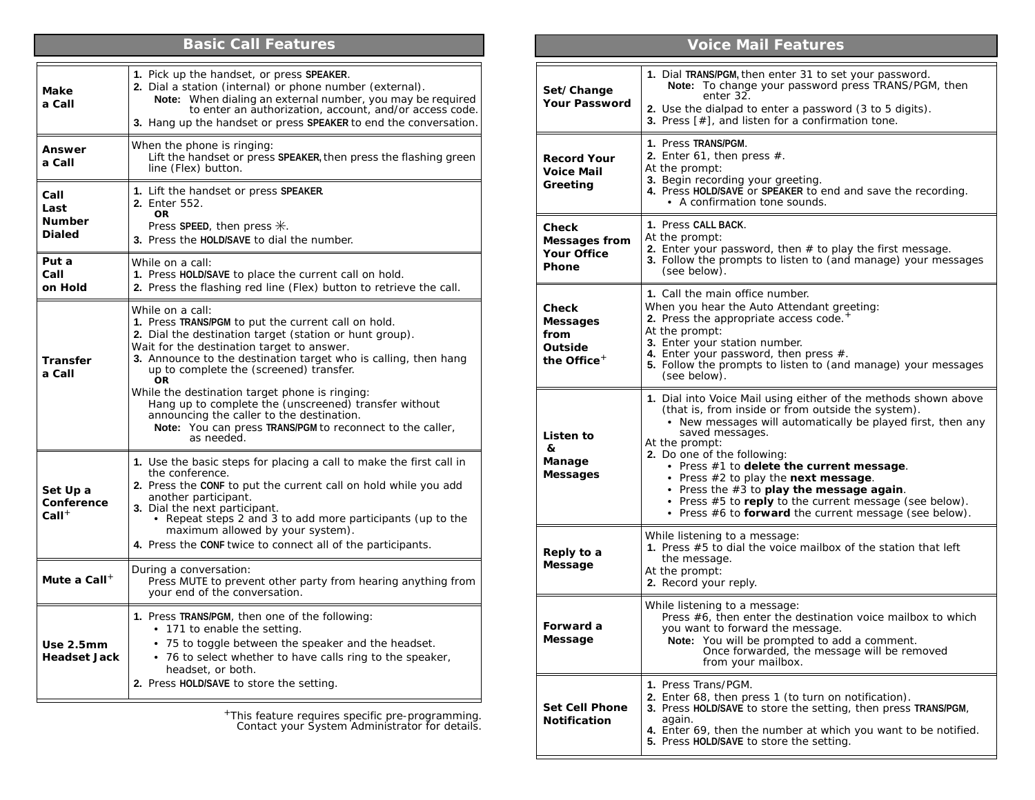## Basic Call Features

| | |
|---|---|
| **Make a Call** | 1. Pick up the handset, or press SPEAKER.<br>2. Dial a station (internal) or phone number (external).<br>Note: When dialing an external number, you may be required to enter an authorization, account, and/or access code.<br>3. Hang up the handset or press SPEAKER to end the conversation. |
| **Answer a Call** | When the phone is ringing:<br>Lift the handset or press SPEAKER, then press the flashing green line (Flex) button. |
| **Call Last Number Dialed** | 1. Lift the handset or press SPEAKER.<br>2. Enter 552.<br>OR<br>Press SPEED, then press ✳.<br>3. Press the HOLD/SAVE to dial the number. |
| **Put a Call on Hold** | While on a call:<br>1. Press HOLD/SAVE to place the current call on hold.<br>2. Press the flashing red line (Flex) button to retrieve the call. |
| **Transfer a Call** | While on a call:<br>1. Press TRANS/PGM to put the current call on hold.<br>2. Dial the destination target (station or hunt group).<br>Wait for the destination target to answer.<br>3. Announce to the destination target who is calling, then hang up to complete the (screened) transfer.<br>OR<br>While the destination target phone is ringing:<br>Hang up to complete the (unscreened) transfer without announcing the caller to the destination.<br>Note: You can press TRANS/PGM to reconnect to the caller, as needed. |
| **Set Up a Conference Call+** | 1. Use the basic steps for placing a call to make the first call in the conference.<br>2. Press the CONF to put the current call on hold while you add another participant.<br>3. Dial the next participant.<br>• Repeat steps 2 and 3 to add more participants (up to the maximum allowed by your system).<br>4. Press the CONF twice to connect all of the participants. |
| **Mute a Call+** | During a conversation:<br>Press MUTE to prevent other party from hearing anything from your end of the conversation. |
| **Use 2.5mm Headset Jack** | 1. Press TRANS/PGM, then one of the following:<br>• 171 to enable the setting.<br>• 75 to toggle between the speaker and the headset.<br>• 76 to select whether to have calls ring to the speaker, headset, or both.<br>2. Press HOLD/SAVE to store the setting. |

+This feature requires specific pre-programming. Contact your System Administrator for details.

## Voice Mail Features

| | |
|---|---|
| **Set/Change Your Password** | 1. Dial TRANS/PGM, then enter 31 to set your password.<br>Note: To change your password press TRANS/PGM, then enter 32.<br>2. Use the dialpad to enter a password (3 to 5 digits).<br>3. Press [#], and listen for a confirmation tone. |
| **Record Your Voice Mail Greeting** | 1. Press TRANS/PGM.<br>2. Enter 61, then press #.<br>At the prompt:<br>3. Begin recording your greeting.<br>4. Press HOLD/SAVE or SPEAKER to end and save the recording.<br>• A confirmation tone sounds. |
| **Check Messages from Your Office Phone** | 1. Press CALL BACK.<br>At the prompt:<br>2. Enter your password, then # to play the first message.<br>3. Follow the prompts to listen to (and manage) your messages (see below). |
| **Check Messages from Outside the Office+** | 1. Call the main office number.<br>When you hear the Auto Attendant greeting:<br>2. Press the appropriate access code.+<br>At the prompt:<br>3. Enter your station number.<br>4. Enter your password, then press #.<br>5. Follow the prompts to listen to (and manage) your messages (see below). |
| **Listen to & Manage Messages** | 1. Dial into Voice Mail using either of the methods shown above (that is, from inside or from outside the system).<br>• New messages will automatically be played first, then any saved messages.<br>At the prompt:<br>2. Do one of the following:<br>• Press #1 to **delete the current message**.<br>• Press #2 to play the **next message**.<br>• Press the #3 to **play the message again**.<br>• Press #5 to **reply** to the current message (see below).<br>• Press #6 to **forward** the current message (see below). |
| **Reply to a Message** | While listening to a message:<br>1. Press #5 to dial the voice mailbox of the station that left the message.<br>At the prompt:<br>2. Record your reply. |
| **Forward a Message** | While listening to a message:<br>Press #6, then enter the destination voice mailbox to which you want to forward the message.<br>Note: You will be prompted to add a comment. Once forwarded, the message will be removed from your mailbox. |
| **Set Cell Phone Notification** | 1. Press Trans/PGM.<br>2. Enter 68, then press 1 (to turn on notification).<br>3. Press HOLD/SAVE to store the setting, then press TRANS/PGM, again.<br>4. Enter 69, then the number at which you want to be notified.<br>5. Press HOLD/SAVE to store the setting. |